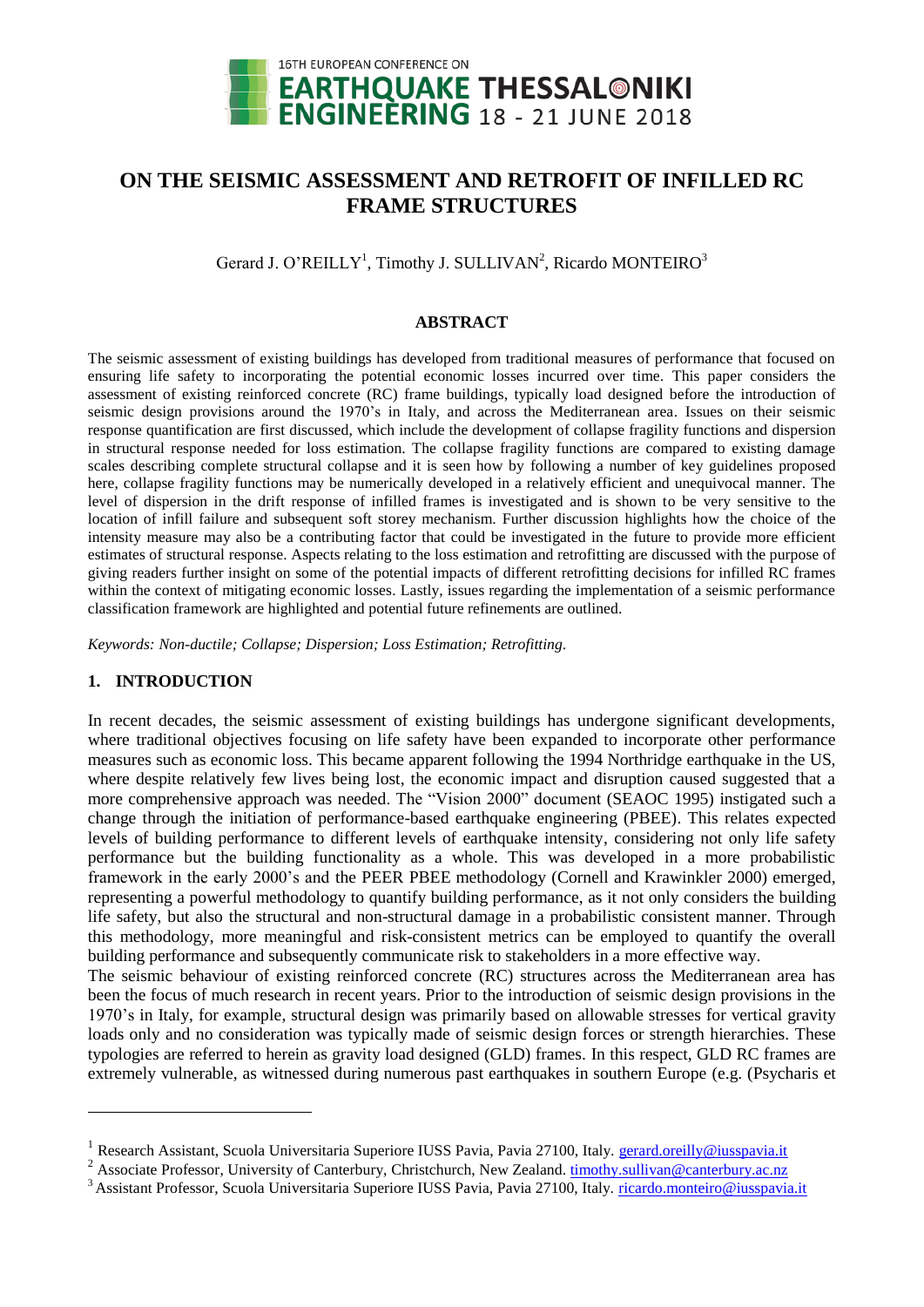# ON THE SEISMIC ASSESSMENT AND RETROFIT OF INFILLED RC FRAME STRUCTURES

Gerard J. O'REILLY[1], Timothy J. SULLIVAN[2], Ricardo MONTEIRO[3]

## ABSTRACT

The seismic assessment of existing buildings has developed from traditional measures of performance that focused on ensuring life safety to incorporating the potential economic losses incurred over time. This paper considers the assessment of existing reinforced concrete (RC) frame buildings, typically load designed before the introduction of seismic design provisions around the 1970's in Italy, and across the Mediterranean area. Issues on their seismic response quantification are first discussed, which include the development of collapse fragility functions and dispersion in structural response needed for loss estimation. The collapse fragility functions are compared to existing damage scales describing complete structural collapse and it is seen how by following a number of key guidelines proposed here, collapse fragility functions may be numerically developed in a relatively efficient and unequivocal manner. The level of dispersion in the drift response of infilled frames is investigated and is shown to be very sensitive to the location of infill failure and subsequent soft storey mechanism. Further discussion highlights how the choice of the intensity measure may also be a contributing factor that could be investigated in the future to provide more efficient estimates of structural response. Aspects relating to the loss estimation and retrofitting are discussed with the purpose of giving readers further insight on some of the potential impacts of different retrofitting decisions for infilled RC frames within the context of mitigating economic losses. Lastly, issues regarding the implementation of a seismic performance classification framework are highlighted and potential future refinements are outlined.

*Keywords: Non-ductile; Collapse; Dispersion; Loss Estimation; Retrofitting.*

## 1. INTRODUCTION

In recent decades, the seismic assessment of existing buildings has undergone significant developments, where traditional objectives focusing on life safety have been expanded to incorporate other performance measures such as economic loss. This became apparent following the 1994 Northridge earthquake in the US, where despite relatively few lives being lost, the economic impact and disruption caused suggested that a more comprehensive approach was needed. The "Vision 2000" document (SEAOC 1995) instigated such a change through the initiation of performance-based earthquake engineering (PBEE). This relates expected levels of building performance to different levels of earthquake intensity, considering not only life safety performance but the building functionality as a whole. This was developed in a more probabilistic framework in the early 2000's and the PEER PBEE methodology (Cornell and Krawinkler 2000) emerged, representing a powerful methodology to quantify building performance, as it not only considers the building life safety, but also the structural and non-structural damage in a probabilistic consistent manner. Through this methodology, more meaningful and risk-consistent metrics can be employed to quantify the overall building performance and subsequently communicate risk to stakeholders in a more effective way.

The seismic behaviour of existing reinforced concrete (RC) structures across the Mediterranean area has been the focus of much research in recent years. Prior to the introduction of seismic design provisions in the 1970's in Italy, for example, structural design was primarily based on allowable stresses for vertical gravity loads only and no consideration was typically made of seismic design forces or strength hierarchies. These typologies are referred to herein as gravity load designed (GLD) frames. In this respect, GLD RC frames are extremely vulnerable, as witnessed during numerous past earthquakes in southern Europe (e.g. (Psycharis et

---

[1] Research Assistant, Scuola Universitaria Superiore IUSS Pavia, Pavia 27100, Italy. gerard.oreilly@iusspavia.it

[2] Associate Professor, University of Canterbury, Christchurch, New Zealand. timothy.sullivan@canterbury.ac.nz

[3] Assistant Professor, Scuola Universitaria Superiore IUSS Pavia, Pavia 27100, Italy. ricardo.monteiro@iusspavia.it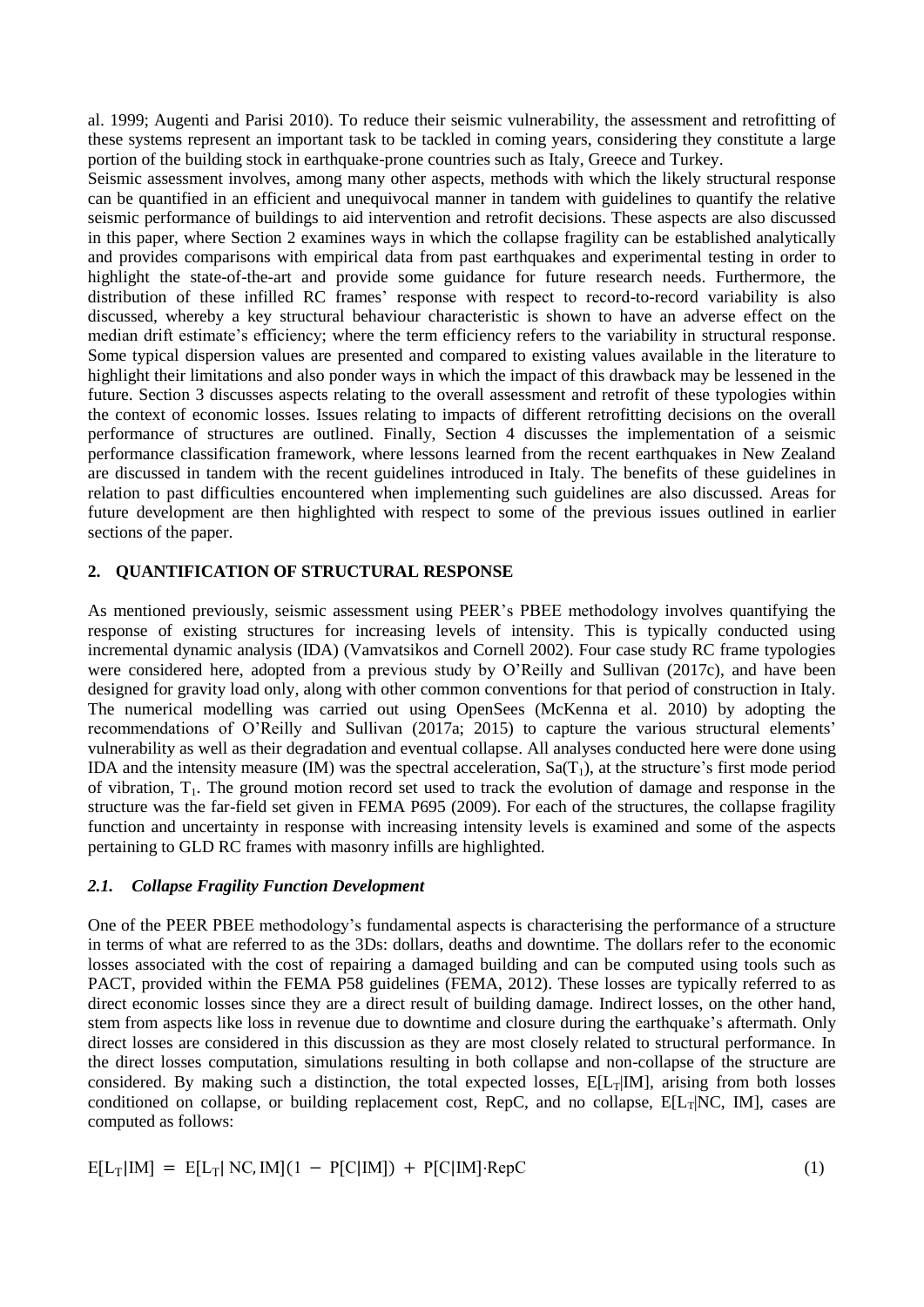al. 1999; Augenti and Parisi 2010). To reduce their seismic vulnerability, the assessment and retrofitting of these systems represent an important task to be tackled in coming years, considering they constitute a large portion of the building stock in earthquake-prone countries such as Italy, Greece and Turkey.

Seismic assessment involves, among many other aspects, methods with which the likely structural response can be quantified in an efficient and unequivocal manner in tandem with guidelines to quantify the relative seismic performance of buildings to aid intervention and retrofit decisions. These aspects are also discussed in this paper, where Section 2 examines ways in which the collapse fragility can be established analytically and provides comparisons with empirical data from past earthquakes and experimental testing in order to highlight the state-of-the-art and provide some guidance for future research needs. Furthermore, the distribution of these infilled RC frames' response with respect to record-to-record variability is also discussed, whereby a key structural behaviour characteristic is shown to have an adverse effect on the median drift estimate's efficiency; where the term efficiency refers to the variability in structural response. Some typical dispersion values are presented and compared to existing values available in the literature to highlight their limitations and also ponder ways in which the impact of this drawback may be lessened in the future. Section 3 discusses aspects relating to the overall assessment and retrofit of these typologies within the context of economic losses. Issues relating to impacts of different retrofitting decisions on the overall performance of structures are outlined. Finally, Section 4 discusses the implementation of a seismic performance classification framework, where lessons learned from the recent earthquakes in New Zealand are discussed in tandem with the recent guidelines introduced in Italy. The benefits of these guidelines in relation to past difficulties encountered when implementing such guidelines are also discussed. Areas for future development are then highlighted with respect to some of the previous issues outlined in earlier sections of the paper.

## 2. QUANTIFICATION OF STRUCTURAL RESPONSE

As mentioned previously, seismic assessment using PEER's PBEE methodology involves quantifying the response of existing structures for increasing levels of intensity. This is typically conducted using incremental dynamic analysis (IDA) (Vamvatsikos and Cornell 2002). Four case study RC frame typologies were considered here, adopted from a previous study by O'Reilly and Sullivan (2017c), and have been designed for gravity load only, along with other common conventions for that period of construction in Italy. The numerical modelling was carried out using OpenSees (McKenna et al. 2010) by adopting the recommendations of O'Reilly and Sullivan (2017a; 2015) to capture the various structural elements' vulnerability as well as their degradation and eventual collapse. All analyses conducted here were done using IDA and the intensity measure (IM) was the spectral acceleration, $Sa(T_1)$, at the structure's first mode period of vibration, $T_1$. The ground motion record set used to track the evolution of damage and response in the structure was the far-field set given in FEMA P695 (2009). For each of the structures, the collapse fragility function and uncertainty in response with increasing intensity levels is examined and some of the aspects pertaining to GLD RC frames with masonry infills are highlighted.

### *2.1. Collapse Fragility Function Development*

One of the PEER PBEE methodology's fundamental aspects is characterising the performance of a structure in terms of what are referred to as the 3Ds: dollars, deaths and downtime. The dollars refer to the economic losses associated with the cost of repairing a damaged building and can be computed using tools such as PACT, provided within the FEMA P58 guidelines (FEMA, 2012). These losses are typically referred to as direct economic losses since they are a direct result of building damage. Indirect losses, on the other hand, stem from aspects like loss in revenue due to downtime and closure during the earthquake's aftermath. Only direct losses are considered in this discussion as they are most closely related to structural performance. In the direct losses computation, simulations resulting in both collapse and non-collapse of the structure are considered. By making such a distinction, the total expected losses, $E[L_T|IM]$, arising from both losses conditioned on collapse, or building replacement cost, RepC, and no collapse, $E[L_T|NC, IM]$, cases are computed as follows:

$$E[L_T|IM] = E[L_T|NC, IM](1 - P[C|IM]) + P[C|IM] \cdot RepC \tag{1}$$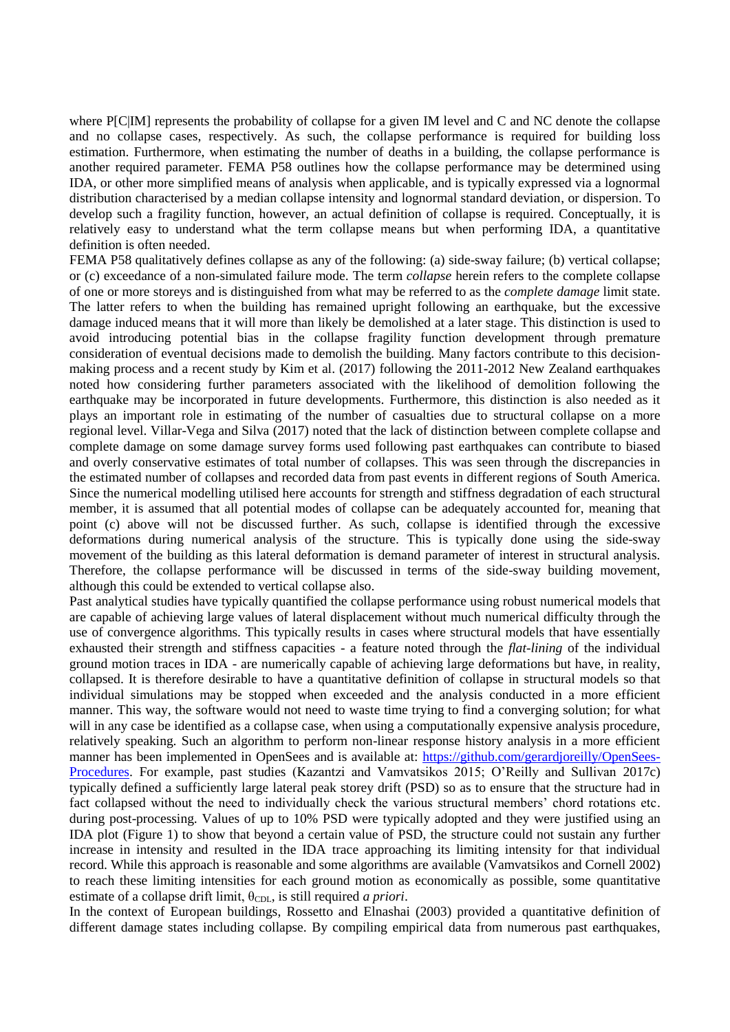where P[C|IM] represents the probability of collapse for a given IM level and C and NC denote the collapse and no collapse cases, respectively. As such, the collapse performance is required for building loss estimation. Furthermore, when estimating the number of deaths in a building, the collapse performance is another required parameter. FEMA P58 outlines how the collapse performance may be determined using IDA, or other more simplified means of analysis when applicable, and is typically expressed via a lognormal distribution characterised by a median collapse intensity and lognormal standard deviation, or dispersion. To develop such a fragility function, however, an actual definition of collapse is required. Conceptually, it is relatively easy to understand what the term collapse means but when performing IDA, a quantitative definition is often needed.

FEMA P58 qualitatively defines collapse as any of the following: (a) side-sway failure; (b) vertical collapse; or (c) exceedance of a non-simulated failure mode. The term *collapse* herein refers to the complete collapse of one or more storeys and is distinguished from what may be referred to as the *complete damage* limit state. The latter refers to when the building has remained upright following an earthquake, but the excessive damage induced means that it will more than likely be demolished at a later stage. This distinction is used to avoid introducing potential bias in the collapse fragility function development through premature consideration of eventual decisions made to demolish the building. Many factors contribute to this decision-making process and a recent study by Kim et al. (2017) following the 2011-2012 New Zealand earthquakes noted how considering further parameters associated with the likelihood of demolition following the earthquake may be incorporated in future developments. Furthermore, this distinction is also needed as it plays an important role in estimating of the number of casualties due to structural collapse on a more regional level. Villar-Vega and Silva (2017) noted that the lack of distinction between complete collapse and complete damage on some damage survey forms used following past earthquakes can contribute to biased and overly conservative estimates of total number of collapses. This was seen through the discrepancies in the estimated number of collapses and recorded data from past events in different regions of South America. Since the numerical modelling utilised here accounts for strength and stiffness degradation of each structural member, it is assumed that all potential modes of collapse can be adequately accounted for, meaning that point (c) above will not be discussed further. As such, collapse is identified through the excessive deformations during numerical analysis of the structure. This is typically done using the side-sway movement of the building as this lateral deformation is demand parameter of interest in structural analysis. Therefore, the collapse performance will be discussed in terms of the side-sway building movement, although this could be extended to vertical collapse also.

Past analytical studies have typically quantified the collapse performance using robust numerical models that are capable of achieving large values of lateral displacement without much numerical difficulty through the use of convergence algorithms. This typically results in cases where structural models that have essentially exhausted their strength and stiffness capacities - a feature noted through the *flat-lining* of the individual ground motion traces in IDA - are numerically capable of achieving large deformations but have, in reality, collapsed. It is therefore desirable to have a quantitative definition of collapse in structural models so that individual simulations may be stopped when exceeded and the analysis conducted in a more efficient manner. This way, the software would not need to waste time trying to find a converging solution; for what will in any case be identified as a collapse case, when using a computationally expensive analysis procedure, relatively speaking. Such an algorithm to perform non-linear response history analysis in a more efficient manner has been implemented in OpenSees and is available at: [https://github.com/gerardjoreilly/OpenSees-Procedures](https://github.com/gerardjoreilly/OpenSees-Procedures). For example, past studies (Kazantzi and Vamvatsikos 2015; O'Reilly and Sullivan 2017c) typically defined a sufficiently large lateral peak storey drift (PSD) so as to ensure that the structure had in fact collapsed without the need to individually check the various structural members' chord rotations etc. during post-processing. Values of up to 10% PSD were typically adopted and they were justified using an IDA plot (Figure 1) to show that beyond a certain value of PSD, the structure could not sustain any further increase in intensity and resulted in the IDA trace approaching its limiting intensity for that individual record. While this approach is reasonable and some algorithms are available (Vamvatsikos and Cornell 2002) to reach these limiting intensities for each ground motion as economically as possible, some quantitative estimate of a collapse drift limit, $\theta_{CDL}$, is still required *a priori*.

In the context of European buildings, Rossetto and Elnashai (2003) provided a quantitative definition of different damage states including collapse. By compiling empirical data from numerous past earthquakes,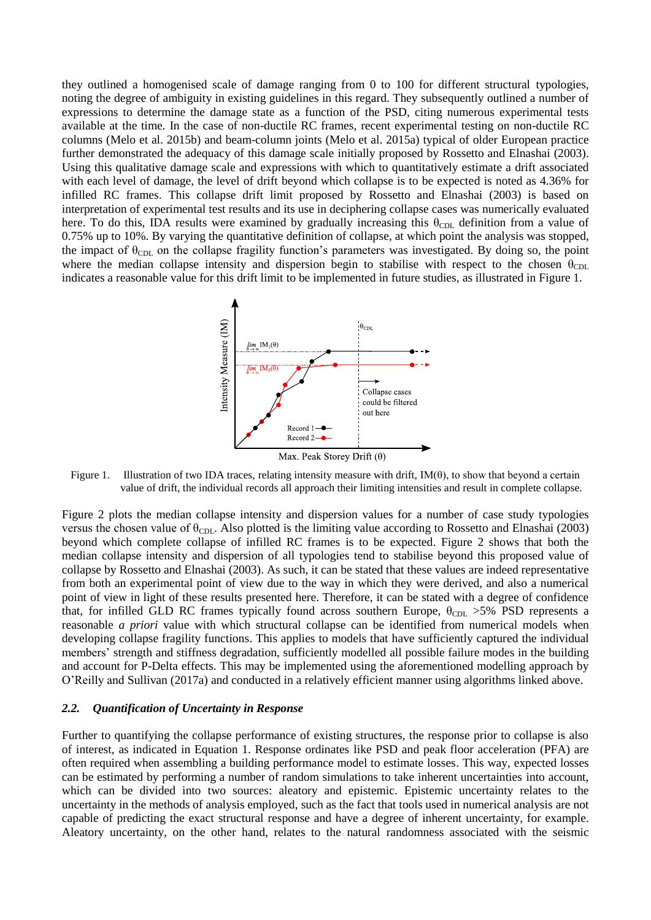they outlined a homogenised scale of damage ranging from 0 to 100 for different structural typologies, noting the degree of ambiguity in existing guidelines in this regard. They subsequently outlined a number of expressions to determine the damage state as a function of the PSD, citing numerous experimental tests available at the time. In the case of non-ductile RC frames, recent experimental testing on non-ductile RC columns (Melo et al. 2015b) and beam-column joints (Melo et al. 2015a) typical of older European practice further demonstrated the adequacy of this damage scale initially proposed by Rossetto and Elnashai (2003). Using this qualitative damage scale and expressions with which to quantitatively estimate a drift associated with each level of damage, the level of drift beyond which collapse is to be expected is noted as 4.36% for infilled RC frames. This collapse drift limit proposed by Rossetto and Elnashai (2003) is based on interpretation of experimental test results and its use in deciphering collapse cases was numerically evaluated here. To do this, IDA results were examined by gradually increasing this $\theta_{CDL}$ definition from a value of 0.75% up to 10%. By varying the quantitative definition of collapse, at which point the analysis was stopped, the impact of $\theta_{CDL}$ on the collapse fragility function's parameters was investigated. By doing so, the point where the median collapse intensity and dispersion begin to stabilise with respect to the chosen $\theta_{CDL}$ indicates a reasonable value for this drift limit to be implemented in future studies, as illustrated in Figure 1.

Figure 1. Illustration of two IDA traces, relating intensity measure with drift, IM(θ), to show that beyond a certain value of drift, the individual records all approach their limiting intensities and result in complete collapse.

Figure 2 plots the median collapse intensity and dispersion values for a number of case study typologies versus the chosen value of $\theta_{CDL}$. Also plotted is the limiting value according to Rossetto and Elnashai (2003) beyond which complete collapse of infilled RC frames is to be expected. Figure 2 shows that both the median collapse intensity and dispersion of all typologies tend to stabilise beyond this proposed value of collapse by Rossetto and Elnashai (2003). As such, it can be stated that these values are indeed representative from both an experimental point of view due to the way in which they were derived, and also a numerical point of view in light of these results presented here. Therefore, it can be stated with a degree of confidence that, for infilled GLD RC frames typically found across southern Europe, $\theta_{CDL}$ >5% PSD represents a reasonable *a priori* value with which structural collapse can be identified from numerical models when developing collapse fragility functions. This applies to models that have sufficiently captured the individual members' strength and stiffness degradation, sufficiently modelled all possible failure modes in the building and account for P-Delta effects. This may be implemented using the aforementioned modelling approach by O'Reilly and Sullivan (2017a) and conducted in a relatively efficient manner using algorithms linked above.

### *2.2. Quantification of Uncertainty in Response*

Further to quantifying the collapse performance of existing structures, the response prior to collapse is also of interest, as indicated in Equation 1. Response ordinates like PSD and peak floor acceleration (PFA) are often required when assembling a building performance model to estimate losses. This way, expected losses can be estimated by performing a number of random simulations to take inherent uncertainties into account, which can be divided into two sources: aleatory and epistemic. Epistemic uncertainty relates to the uncertainty in the methods of analysis employed, such as the fact that tools used in numerical analysis are not capable of predicting the exact structural response and have a degree of inherent uncertainty, for example. Aleatory uncertainty, on the other hand, relates to the natural randomness associated with the seismic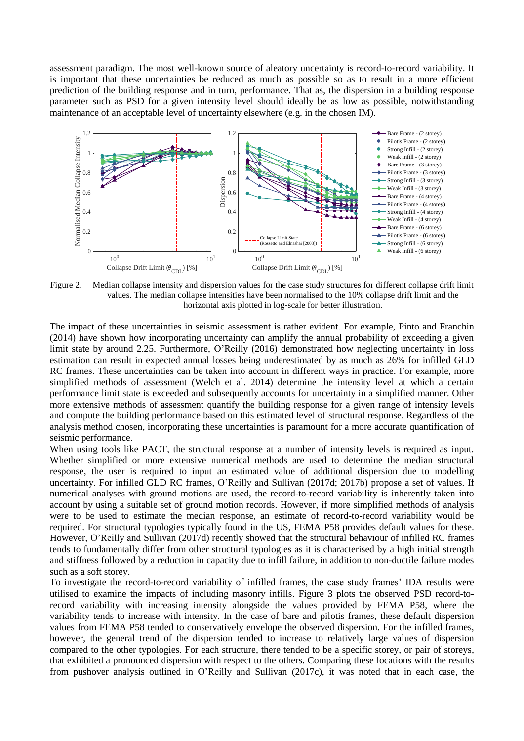assessment paradigm. The most well-known source of aleatory uncertainty is record-to-record variability. It is important that these uncertainties be reduced as much as possible so as to result in a more efficient prediction of the building response and in turn, performance. That as, the dispersion in a building response parameter such as PSD for a given intensity level should ideally be as low as possible, notwithstanding maintenance of an acceptable level of uncertainty elsewhere (e.g. in the chosen IM).

Figure 2. Median collapse intensity and dispersion values for the case study structures for different collapse drift limit values. The median collapse intensities have been normalised to the 10% collapse drift limit and the horizontal axis plotted in log-scale for better illustration.

The impact of these uncertainties in seismic assessment is rather evident. For example, Pinto and Franchin (2014) have shown how incorporating uncertainty can amplify the annual probability of exceeding a given limit state by around 2.25. Furthermore, O'Reilly (2016) demonstrated how neglecting uncertainty in loss estimation can result in expected annual losses being underestimated by as much as 26% for infilled GLD RC frames. These uncertainties can be taken into account in different ways in practice. For example, more simplified methods of assessment (Welch et al. 2014) determine the intensity level at which a certain performance limit state is exceeded and subsequently accounts for uncertainty in a simplified manner. Other more extensive methods of assessment quantify the building response for a given range of intensity levels and compute the building performance based on this estimated level of structural response. Regardless of the analysis method chosen, incorporating these uncertainties is paramount for a more accurate quantification of seismic performance.

When using tools like PACT, the structural response at a number of intensity levels is required as input. Whether simplified or more extensive numerical methods are used to determine the median structural response, the user is required to input an estimated value of additional dispersion due to modelling uncertainty. For infilled GLD RC frames, O'Reilly and Sullivan (2017d; 2017b) propose a set of values. If numerical analyses with ground motions are used, the record-to-record variability is inherently taken into account by using a suitable set of ground motion records. However, if more simplified methods of analysis were to be used to estimate the median response, an estimate of record-to-record variability would be required. For structural typologies typically found in the US, FEMA P58 provides default values for these. However, O'Reilly and Sullivan (2017d) recently showed that the structural behaviour of infilled RC frames tends to fundamentally differ from other structural typologies as it is characterised by a high initial strength and stiffness followed by a reduction in capacity due to infill failure, in addition to non-ductile failure modes such as a soft storey.

To investigate the record-to-record variability of infilled frames, the case study frames' IDA results were utilised to examine the impacts of including masonry infills. Figure 3 plots the observed PSD record-to-record variability with increasing intensity alongside the values provided by FEMA P58, where the variability tends to increase with intensity. In the case of bare and pilotis frames, these default dispersion values from FEMA P58 tended to conservatively envelope the observed dispersion. For the infilled frames, however, the general trend of the dispersion tended to increase to relatively large values of dispersion compared to the other typologies. For each structure, there tended to be a specific storey, or pair of storeys, that exhibited a pronounced dispersion with respect to the others. Comparing these locations with the results from pushover analysis outlined in O'Reilly and Sullivan (2017c), it was noted that in each case, the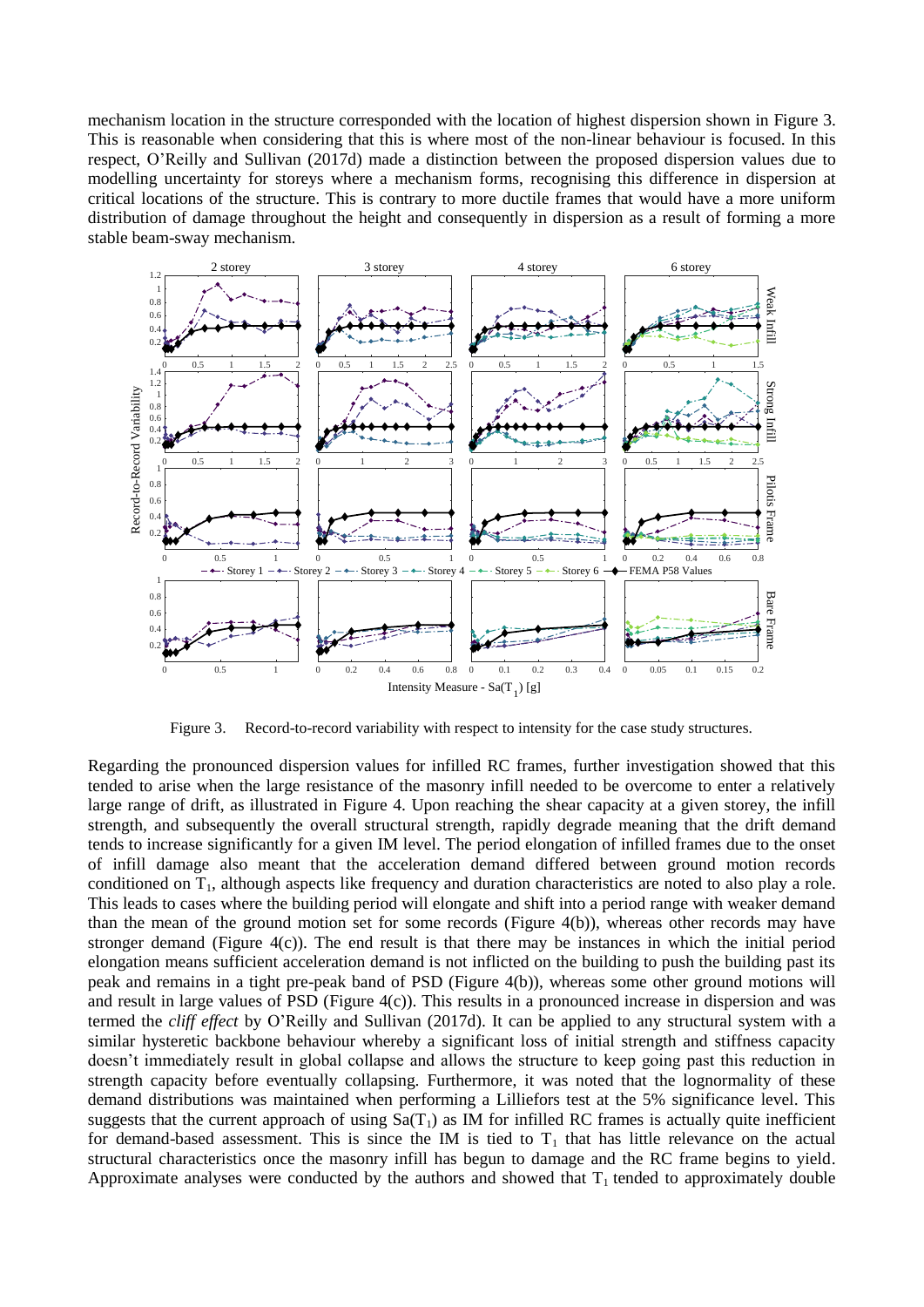mechanism location in the structure corresponded with the location of highest dispersion shown in Figure 3. This is reasonable when considering that this is where most of the non-linear behaviour is focused. In this respect, O'Reilly and Sullivan (2017d) made a distinction between the proposed dispersion values due to modelling uncertainty for storeys where a mechanism forms, recognising this difference in dispersion at critical locations of the structure. This is contrary to more ductile frames that would have a more uniform distribution of damage throughout the height and consequently in dispersion as a result of forming a more stable beam-sway mechanism.

Figure 3. Record-to-record variability with respect to intensity for the case study structures.

Regarding the pronounced dispersion values for infilled RC frames, further investigation showed that this tended to arise when the large resistance of the masonry infill needed to be overcome to enter a relatively large range of drift, as illustrated in Figure 4. Upon reaching the shear capacity at a given storey, the infill strength, and subsequently the overall structural strength, rapidly degrade meaning that the drift demand tends to increase significantly for a given IM level. The period elongation of infilled frames due to the onset of infill damage also meant that the acceleration demand differed between ground motion records conditioned on $T_1$, although aspects like frequency and duration characteristics are noted to also play a role. This leads to cases where the building period will elongate and shift into a period range with weaker demand than the mean of the ground motion set for some records (Figure 4(b)), whereas other records may have stronger demand (Figure 4(c)). The end result is that there may be instances in which the initial period elongation means sufficient acceleration demand is not inflicted on the building to push the building past its peak and remains in a tight pre-peak band of PSD (Figure 4(b)), whereas some other ground motions will and result in large values of PSD (Figure 4(c)). This results in a pronounced increase in dispersion and was termed the *cliff effect* by O'Reilly and Sullivan (2017d). It can be applied to any structural system with a similar hysteretic backbone behaviour whereby a significant loss of initial strength and stiffness capacity doesn't immediately result in global collapse and allows the structure to keep going past this reduction in strength capacity before eventually collapsing. Furthermore, it was noted that the lognormality of these demand distributions was maintained when performing a Lilliefors test at the 5% significance level. This suggests that the current approach of using $Sa(T_1)$ as IM for infilled RC frames is actually quite inefficient for demand-based assessment. This is since the IM is tied to $T_1$ that has little relevance on the actual structural characteristics once the masonry infill has begun to damage and the RC frame begins to yield. Approximate analyses were conducted by the authors and showed that $T_1$ tended to approximately double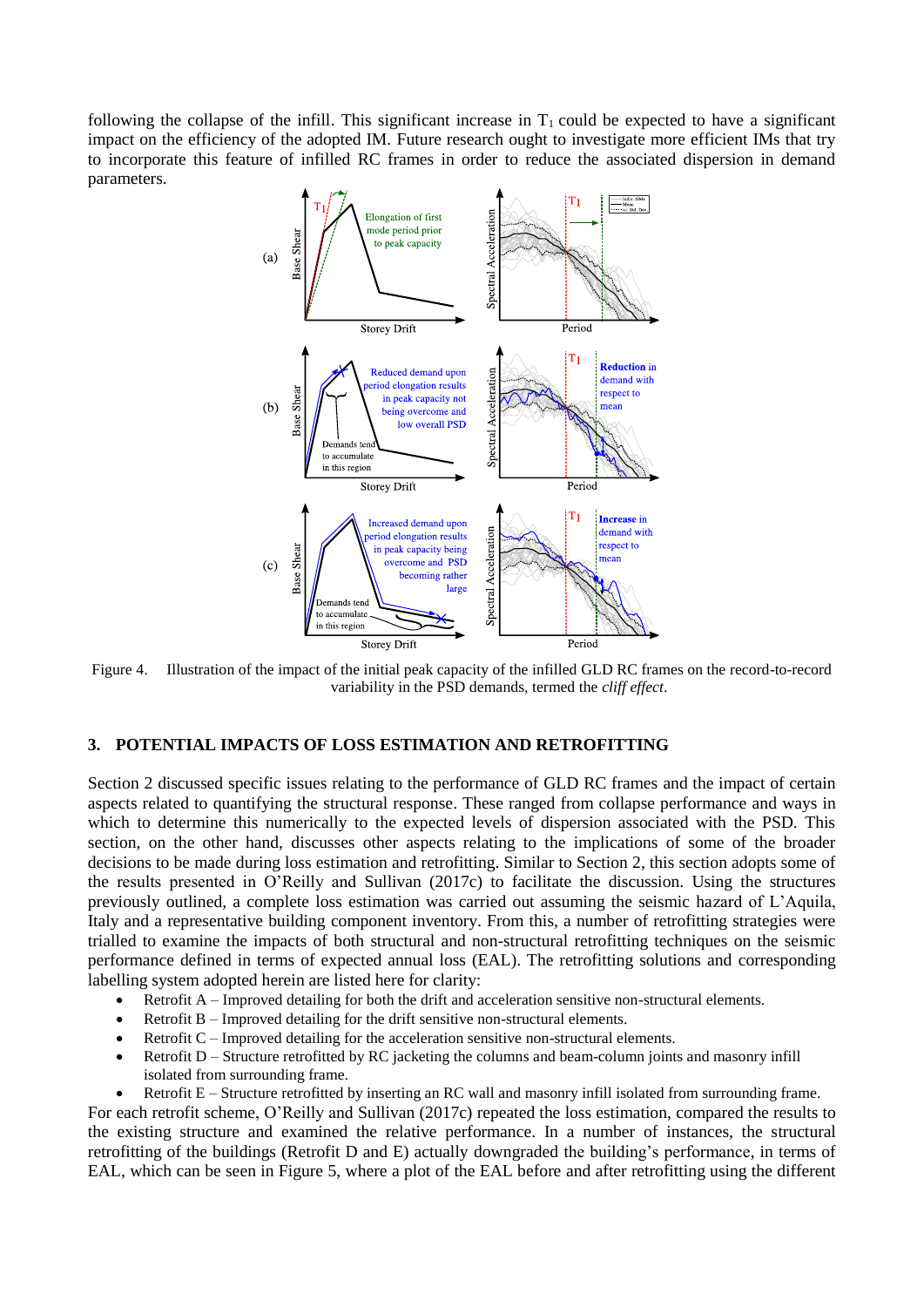following the collapse of the infill. This significant increase in $T_1$ could be expected to have a significant impact on the efficiency of the adopted IM. Future research ought to investigate more efficient IMs that try to incorporate this feature of infilled RC frames in order to reduce the associated dispersion in demand parameters.

Figure 4. Illustration of the impact of the initial peak capacity of the infilled GLD RC frames on the record-to-record variability in the PSD demands, termed the *cliff effect*.

## 3. POTENTIAL IMPACTS OF LOSS ESTIMATION AND RETROFITTING

Section 2 discussed specific issues relating to the performance of GLD RC frames and the impact of certain aspects related to quantifying the structural response. These ranged from collapse performance and ways in which to determine this numerically to the expected levels of dispersion associated with the PSD. This section, on the other hand, discusses other aspects relating to the implications of some of the broader decisions to be made during loss estimation and retrofitting. Similar to Section 2, this section adopts some of the results presented in O'Reilly and Sullivan (2017c) to facilitate the discussion. Using the structures previously outlined, a complete loss estimation was carried out assuming the seismic hazard of L'Aquila, Italy and a representative building component inventory. From this, a number of retrofitting strategies were trialled to examine the impacts of both structural and non-structural retrofitting techniques on the seismic performance defined in terms of expected annual loss (EAL). The retrofitting solutions and corresponding labelling system adopted herein are listed here for clarity:

- Retrofit A – Improved detailing for both the drift and acceleration sensitive non-structural elements.
- Retrofit B – Improved detailing for the drift sensitive non-structural elements.
- Retrofit C – Improved detailing for the acceleration sensitive non-structural elements.
- Retrofit D – Structure retrofitted by RC jacketing the columns and beam-column joints and masonry infill isolated from surrounding frame.
- Retrofit E – Structure retrofitted by inserting an RC wall and masonry infill isolated from surrounding frame.

For each retrofit scheme, O'Reilly and Sullivan (2017c) repeated the loss estimation, compared the results to the existing structure and examined the relative performance. In a number of instances, the structural retrofitting of the buildings (Retrofit D and E) actually downgraded the building's performance, in terms of EAL, which can be seen in Figure 5, where a plot of the EAL before and after retrofitting using the different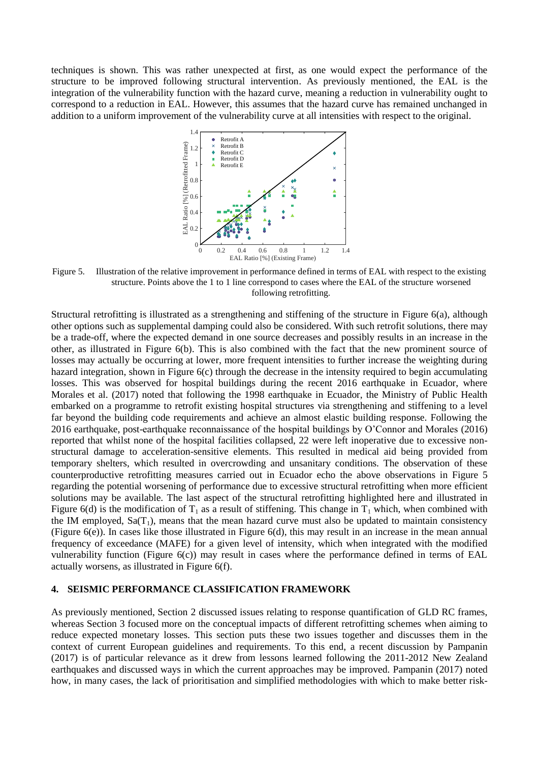techniques is shown. This was rather unexpected at first, as one would expect the performance of the structure to be improved following structural intervention. As previously mentioned, the EAL is the integration of the vulnerability function with the hazard curve, meaning a reduction in vulnerability ought to correspond to a reduction in EAL. However, this assumes that the hazard curve has remained unchanged in addition to a uniform improvement of the vulnerability curve at all intensities with respect to the original.

Figure 5. Illustration of the relative improvement in performance defined in terms of EAL with respect to the existing structure. Points above the 1 to 1 line correspond to cases where the EAL of the structure worsened following retrofitting.

Structural retrofitting is illustrated as a strengthening and stiffening of the structure in Figure 6(a), although other options such as supplemental damping could also be considered. With such retrofit solutions, there may be a trade-off, where the expected demand in one source decreases and possibly results in an increase in the other, as illustrated in Figure 6(b). This is also combined with the fact that the new prominent source of losses may actually be occurring at lower, more frequent intensities to further increase the weighting during hazard integration, shown in Figure 6(c) through the decrease in the intensity required to begin accumulating losses. This was observed for hospital buildings during the recent 2016 earthquake in Ecuador, where Morales et al. (2017) noted that following the 1998 earthquake in Ecuador, the Ministry of Public Health embarked on a programme to retrofit existing hospital structures via strengthening and stiffening to a level far beyond the building code requirements and achieve an almost elastic building response. Following the 2016 earthquake, post-earthquake reconnaissance of the hospital buildings by O'Connor and Morales (2016) reported that whilst none of the hospital facilities collapsed, 22 were left inoperative due to excessive non-structural damage to acceleration-sensitive elements. This resulted in medical aid being provided from temporary shelters, which resulted in overcrowding and unsanitary conditions. The observation of these counterproductive retrofitting measures carried out in Ecuador echo the above observations in Figure 5 regarding the potential worsening of performance due to excessive structural retrofitting when more efficient solutions may be available. The last aspect of the structural retrofitting highlighted here and illustrated in Figure 6(d) is the modification of $T_1$ as a result of stiffening. This change in $T_1$ which, when combined with the IM employed, $Sa(T_1)$, means that the mean hazard curve must also be updated to maintain consistency (Figure 6(e)). In cases like those illustrated in Figure 6(d), this may result in an increase in the mean annual frequency of exceedance (MAFE) for a given level of intensity, which when integrated with the modified vulnerability function (Figure 6(c)) may result in cases where the performance defined in terms of EAL actually worsens, as illustrated in Figure 6(f).

## 4. SEISMIC PERFORMANCE CLASSIFICATION FRAMEWORK

As previously mentioned, Section 2 discussed issues relating to response quantification of GLD RC frames, whereas Section 3 focused more on the conceptual impacts of different retrofitting schemes when aiming to reduce expected monetary losses. This section puts these two issues together and discusses them in the context of current European guidelines and requirements. To this end, a recent discussion by Pampanin (2017) is of particular relevance as it drew from lessons learned following the 2011-2012 New Zealand earthquakes and discussed ways in which the current approaches may be improved. Pampanin (2017) noted how, in many cases, the lack of prioritisation and simplified methodologies with which to make better risk-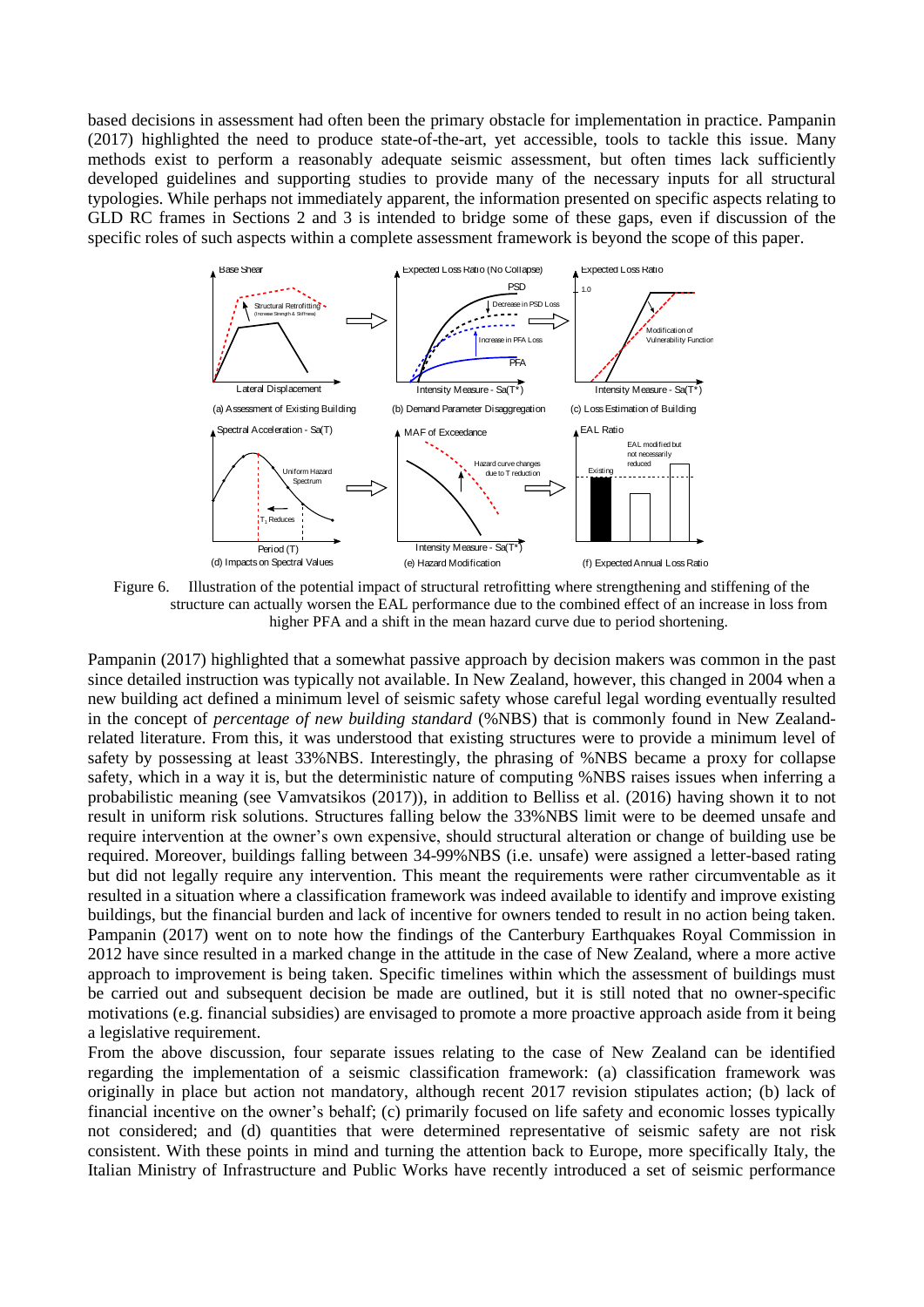based decisions in assessment had often been the primary obstacle for implementation in practice. Pampanin (2017) highlighted the need to produce state-of-the-art, yet accessible, tools to tackle this issue. Many methods exist to perform a reasonably adequate seismic assessment, but often times lack sufficiently developed guidelines and supporting studies to provide many of the necessary inputs for all structural typologies. While perhaps not immediately apparent, the information presented on specific aspects relating to GLD RC frames in Sections 2 and 3 is intended to bridge some of these gaps, even if discussion of the specific roles of such aspects within a complete assessment framework is beyond the scope of this paper.

Figure 6. Illustration of the potential impact of structural retrofitting where strengthening and stiffening of the structure can actually worsen the EAL performance due to the combined effect of an increase in loss from higher PFA and a shift in the mean hazard curve due to period shortening.

Pampanin (2017) highlighted that a somewhat passive approach by decision makers was common in the past since detailed instruction was typically not available. In New Zealand, however, this changed in 2004 when a new building act defined a minimum level of seismic safety whose careful legal wording eventually resulted in the concept of *percentage of new building standard* (%NBS) that is commonly found in New Zealand-related literature. From this, it was understood that existing structures were to provide a minimum level of safety by possessing at least 33%NBS. Interestingly, the phrasing of %NBS became a proxy for collapse safety, which in a way it is, but the deterministic nature of computing %NBS raises issues when inferring a probabilistic meaning (see Vamvatsikos (2017)), in addition to Belliss et al. (2016) having shown it to not result in uniform risk solutions. Structures falling below the 33%NBS limit were to be deemed unsafe and require intervention at the owner's own expensive, should structural alteration or change of building use be required. Moreover, buildings falling between 34-99%NBS (i.e. unsafe) were assigned a letter-based rating but did not legally require any intervention. This meant the requirements were rather circumventable as it resulted in a situation where a classification framework was indeed available to identify and improve existing buildings, but the financial burden and lack of incentive for owners tended to result in no action being taken. Pampanin (2017) went on to note how the findings of the Canterbury Earthquakes Royal Commission in 2012 have since resulted in a marked change in the attitude in the case of New Zealand, where a more active approach to improvement is being taken. Specific timelines within which the assessment of buildings must be carried out and subsequent decision be made are outlined, but it is still noted that no owner-specific motivations (e.g. financial subsidies) are envisaged to promote a more proactive approach aside from it being a legislative requirement.

From the above discussion, four separate issues relating to the case of New Zealand can be identified regarding the implementation of a seismic classification framework: (a) classification framework was originally in place but action not mandatory, although recent 2017 revision stipulates action; (b) lack of financial incentive on the owner's behalf; (c) primarily focused on life safety and economic losses typically not considered; and (d) quantities that were determined representative of seismic safety are not risk consistent. With these points in mind and turning the attention back to Europe, more specifically Italy, the Italian Ministry of Infrastructure and Public Works have recently introduced a set of seismic performance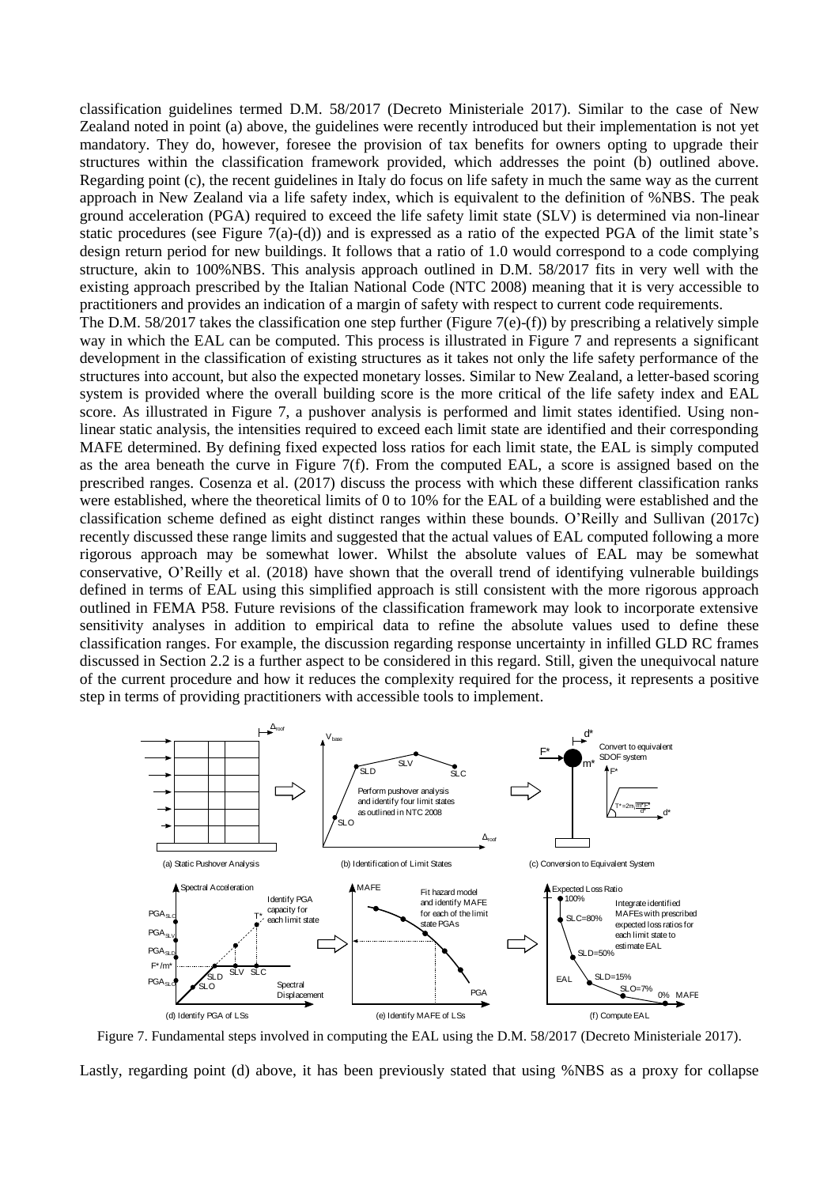classification guidelines termed D.M. 58/2017 (Decreto Ministeriale 2017). Similar to the case of New Zealand noted in point (a) above, the guidelines were recently introduced but their implementation is not yet mandatory. They do, however, foresee the provision of tax benefits for owners opting to upgrade their structures within the classification framework provided, which addresses the point (b) outlined above. Regarding point (c), the recent guidelines in Italy do focus on life safety in much the same way as the current approach in New Zealand via a life safety index, which is equivalent to the definition of %NBS. The peak ground acceleration (PGA) required to exceed the life safety limit state (SLV) is determined via non-linear static procedures (see Figure 7(a)-(d)) and is expressed as a ratio of the expected PGA of the limit state's design return period for new buildings. It follows that a ratio of 1.0 would correspond to a code complying structure, akin to 100%NBS. This analysis approach outlined in D.M. 58/2017 fits in very well with the existing approach prescribed by the Italian National Code (NTC 2008) meaning that it is very accessible to practitioners and provides an indication of a margin of safety with respect to current code requirements.

The D.M. 58/2017 takes the classification one step further (Figure 7(e)-(f)) by prescribing a relatively simple way in which the EAL can be computed. This process is illustrated in Figure 7 and represents a significant development in the classification of existing structures as it takes not only the life safety performance of the structures into account, but also the expected monetary losses. Similar to New Zealand, a letter-based scoring system is provided where the overall building score is the more critical of the life safety index and EAL score. As illustrated in Figure 7, a pushover analysis is performed and limit states identified. Using non-linear static analysis, the intensities required to exceed each limit state are identified and their corresponding MAFE determined. By defining fixed expected loss ratios for each limit state, the EAL is simply computed as the area beneath the curve in Figure 7(f). From the computed EAL, a score is assigned based on the prescribed ranges. Cosenza et al. (2017) discuss the process with which these different classification ranks were established, where the theoretical limits of 0 to 10% for the EAL of a building were established and the classification scheme defined as eight distinct ranges within these bounds. O'Reilly and Sullivan (2017c) recently discussed these range limits and suggested that the actual values of EAL computed following a more rigorous approach may be somewhat lower. Whilst the absolute values of EAL may be somewhat conservative, O'Reilly et al. (2018) have shown that the overall trend of identifying vulnerable buildings defined in terms of EAL using this simplified approach is still consistent with the more rigorous approach outlined in FEMA P58. Future revisions of the classification framework may look to incorporate extensive sensitivity analyses in addition to empirical data to refine the absolute values used to define these classification ranges. For example, the discussion regarding response uncertainty in infilled GLD RC frames discussed in Section 2.2 is a further aspect to be considered in this regard. Still, given the unequivocal nature of the current procedure and how it reduces the complexity required for the process, it represents a positive step in terms of providing practitioners with accessible tools to implement.

Figure 7. Fundamental steps involved in computing the EAL using the D.M. 58/2017 (Decreto Ministeriale 2017).

Lastly, regarding point (d) above, it has been previously stated that using %NBS as a proxy for collapse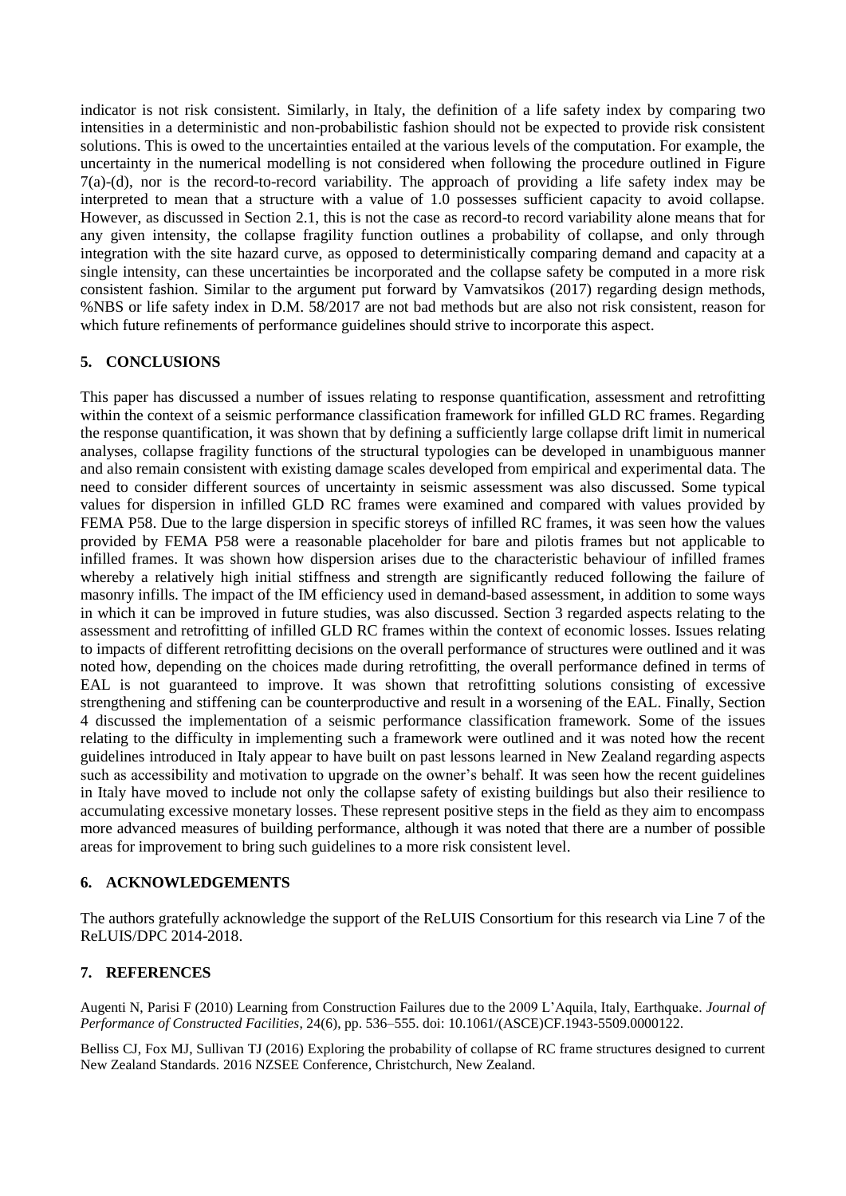indicator is not risk consistent. Similarly, in Italy, the definition of a life safety index by comparing two intensities in a deterministic and non-probabilistic fashion should not be expected to provide risk consistent solutions. This is owed to the uncertainties entailed at the various levels of the computation. For example, the uncertainty in the numerical modelling is not considered when following the procedure outlined in Figure 7(a)-(d), nor is the record-to-record variability. The approach of providing a life safety index may be interpreted to mean that a structure with a value of 1.0 possesses sufficient capacity to avoid collapse. However, as discussed in Section 2.1, this is not the case as record-to record variability alone means that for any given intensity, the collapse fragility function outlines a probability of collapse, and only through integration with the site hazard curve, as opposed to deterministically comparing demand and capacity at a single intensity, can these uncertainties be incorporated and the collapse safety be computed in a more risk consistent fashion. Similar to the argument put forward by Vamvatsikos (2017) regarding design methods, %NBS or life safety index in D.M. 58/2017 are not bad methods but are also not risk consistent, reason for which future refinements of performance guidelines should strive to incorporate this aspect.

## 5. CONCLUSIONS

This paper has discussed a number of issues relating to response quantification, assessment and retrofitting within the context of a seismic performance classification framework for infilled GLD RC frames. Regarding the response quantification, it was shown that by defining a sufficiently large collapse drift limit in numerical analyses, collapse fragility functions of the structural typologies can be developed in unambiguous manner and also remain consistent with existing damage scales developed from empirical and experimental data. The need to consider different sources of uncertainty in seismic assessment was also discussed. Some typical values for dispersion in infilled GLD RC frames were examined and compared with values provided by FEMA P58. Due to the large dispersion in specific storeys of infilled RC frames, it was seen how the values provided by FEMA P58 were a reasonable placeholder for bare and pilotis frames but not applicable to infilled frames. It was shown how dispersion arises due to the characteristic behaviour of infilled frames whereby a relatively high initial stiffness and strength are significantly reduced following the failure of masonry infills. The impact of the IM efficiency used in demand-based assessment, in addition to some ways in which it can be improved in future studies, was also discussed. Section 3 regarded aspects relating to the assessment and retrofitting of infilled GLD RC frames within the context of economic losses. Issues relating to impacts of different retrofitting decisions on the overall performance of structures were outlined and it was noted how, depending on the choices made during retrofitting, the overall performance defined in terms of EAL is not guaranteed to improve. It was shown that retrofitting solutions consisting of excessive strengthening and stiffening can be counterproductive and result in a worsening of the EAL. Finally, Section 4 discussed the implementation of a seismic performance classification framework. Some of the issues relating to the difficulty in implementing such a framework were outlined and it was noted how the recent guidelines introduced in Italy appear to have built on past lessons learned in New Zealand regarding aspects such as accessibility and motivation to upgrade on the owner's behalf. It was seen how the recent guidelines in Italy have moved to include not only the collapse safety of existing buildings but also their resilience to accumulating excessive monetary losses. These represent positive steps in the field as they aim to encompass more advanced measures of building performance, although it was noted that there are a number of possible areas for improvement to bring such guidelines to a more risk consistent level.

## 6. ACKNOWLEDGEMENTS

The authors gratefully acknowledge the support of the ReLUIS Consortium for this research via Line 7 of the ReLUIS/DPC 2014-2018.

## 7. REFERENCES

Augenti N, Parisi F (2010) Learning from Construction Failures due to the 2009 L'Aquila, Italy, Earthquake. *Journal of Performance of Constructed Facilities*, 24(6), pp. 536–555. doi: 10.1061/(ASCE)CF.1943-5509.0000122.

Belliss CJ, Fox MJ, Sullivan TJ (2016) Exploring the probability of collapse of RC frame structures designed to current New Zealand Standards. 2016 NZSEE Conference, Christchurch, New Zealand.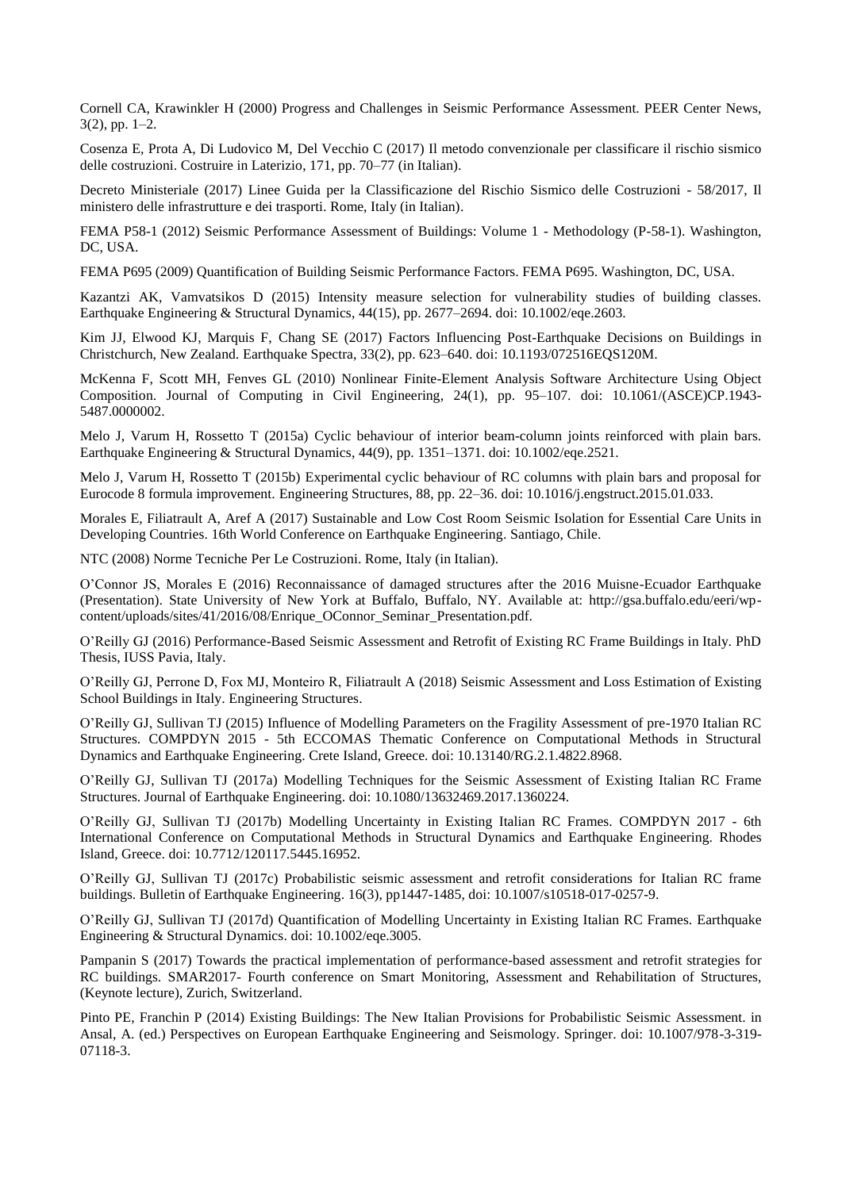Cornell CA, Krawinkler H (2000) Progress and Challenges in Seismic Performance Assessment. PEER Center News, 3(2), pp. 1–2.

Cosenza E, Prota A, Di Ludovico M, Del Vecchio C (2017) Il metodo convenzionale per classificare il rischio sismico delle costruzioni. Costruire in Laterizio, 171, pp. 70–77 (in Italian).

Decreto Ministeriale (2017) Linee Guida per la Classificazione del Rischio Sismico delle Costruzioni - 58/2017, Il ministero delle infrastrutture e dei trasporti. Rome, Italy (in Italian).

FEMA P58-1 (2012) Seismic Performance Assessment of Buildings: Volume 1 - Methodology (P-58-1). Washington, DC, USA.

FEMA P695 (2009) Quantification of Building Seismic Performance Factors. FEMA P695. Washington, DC, USA.

Kazantzi AK, Vamvatsikos D (2015) Intensity measure selection for vulnerability studies of building classes. Earthquake Engineering & Structural Dynamics, 44(15), pp. 2677–2694. doi: 10.1002/eqe.2603.

Kim JJ, Elwood KJ, Marquis F, Chang SE (2017) Factors Influencing Post-Earthquake Decisions on Buildings in Christchurch, New Zealand. Earthquake Spectra, 33(2), pp. 623–640. doi: 10.1193/072516EQS120M.

McKenna F, Scott MH, Fenves GL (2010) Nonlinear Finite-Element Analysis Software Architecture Using Object Composition. Journal of Computing in Civil Engineering, 24(1), pp. 95–107. doi: 10.1061/(ASCE)CP.1943-5487.0000002.

Melo J, Varum H, Rossetto T (2015a) Cyclic behaviour of interior beam-column joints reinforced with plain bars. Earthquake Engineering & Structural Dynamics, 44(9), pp. 1351–1371. doi: 10.1002/eqe.2521.

Melo J, Varum H, Rossetto T (2015b) Experimental cyclic behaviour of RC columns with plain bars and proposal for Eurocode 8 formula improvement. Engineering Structures, 88, pp. 22–36. doi: 10.1016/j.engstruct.2015.01.033.

Morales E, Filiatrault A, Aref A (2017) Sustainable and Low Cost Room Seismic Isolation for Essential Care Units in Developing Countries. 16th World Conference on Earthquake Engineering. Santiago, Chile.

NTC (2008) Norme Tecniche Per Le Costruzioni. Rome, Italy (in Italian).

O'Connor JS, Morales E (2016) Reconnaissance of damaged structures after the 2016 Muisne-Ecuador Earthquake (Presentation). State University of New York at Buffalo, Buffalo, NY. Available at: http://gsa.buffalo.edu/eeri/wp-content/uploads/sites/41/2016/08/Enrique_OConnor_Seminar_Presentation.pdf.

O'Reilly GJ (2016) Performance-Based Seismic Assessment and Retrofit of Existing RC Frame Buildings in Italy. PhD Thesis, IUSS Pavia, Italy.

O'Reilly GJ, Perrone D, Fox MJ, Monteiro R, Filiatrault A (2018) Seismic Assessment and Loss Estimation of Existing School Buildings in Italy. Engineering Structures.

O'Reilly GJ, Sullivan TJ (2015) Influence of Modelling Parameters on the Fragility Assessment of pre-1970 Italian RC Structures. COMPDYN 2015 - 5th ECCOMAS Thematic Conference on Computational Methods in Structural Dynamics and Earthquake Engineering. Crete Island, Greece. doi: 10.13140/RG.2.1.4822.8968.

O'Reilly GJ, Sullivan TJ (2017a) Modelling Techniques for the Seismic Assessment of Existing Italian RC Frame Structures. Journal of Earthquake Engineering. doi: 10.1080/13632469.2017.1360224.

O'Reilly GJ, Sullivan TJ (2017b) Modelling Uncertainty in Existing Italian RC Frames. COMPDYN 2017 - 6th International Conference on Computational Methods in Structural Dynamics and Earthquake Engineering. Rhodes Island, Greece. doi: 10.7712/120117.5445.16952.

O'Reilly GJ, Sullivan TJ (2017c) Probabilistic seismic assessment and retrofit considerations for Italian RC frame buildings. Bulletin of Earthquake Engineering. 16(3), pp1447-1485, doi: 10.1007/s10518-017-0257-9.

O'Reilly GJ, Sullivan TJ (2017d) Quantification of Modelling Uncertainty in Existing Italian RC Frames. Earthquake Engineering & Structural Dynamics. doi: 10.1002/eqe.3005.

Pampanin S (2017) Towards the practical implementation of performance-based assessment and retrofit strategies for RC buildings. SMAR2017- Fourth conference on Smart Monitoring, Assessment and Rehabilitation of Structures, (Keynote lecture), Zurich, Switzerland.

Pinto PE, Franchin P (2014) Existing Buildings: The New Italian Provisions for Probabilistic Seismic Assessment. in Ansal, A. (ed.) Perspectives on European Earthquake Engineering and Seismology. Springer. doi: 10.1007/978-3-319-07118-3.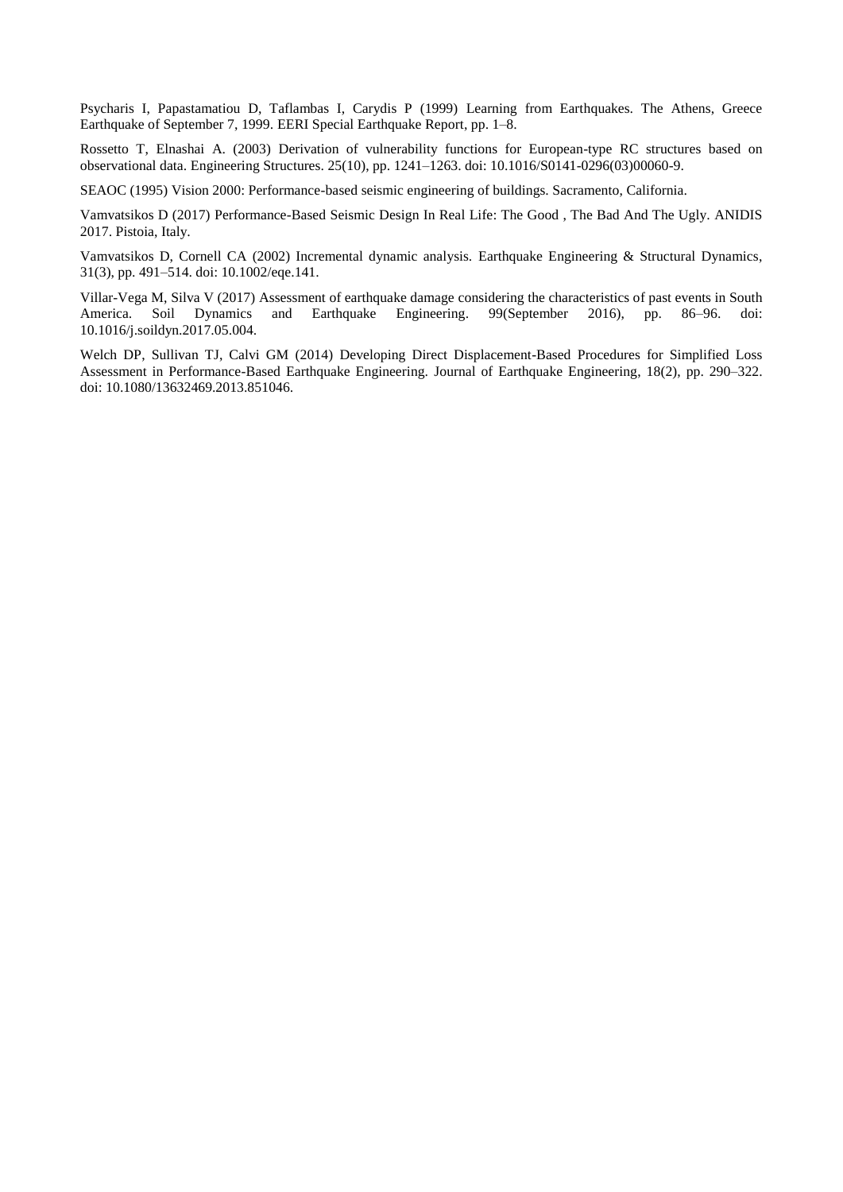Psycharis I, Papastamatiou D, Taflambas I, Carydis P (1999) Learning from Earthquakes. The Athens, Greece Earthquake of September 7, 1999. EERI Special Earthquake Report, pp. 1–8.

Rossetto T, Elnashai A. (2003) Derivation of vulnerability functions for European-type RC structures based on observational data. Engineering Structures. 25(10), pp. 1241–1263. doi: 10.1016/S0141-0296(03)00060-9.

SEAOC (1995) Vision 2000: Performance-based seismic engineering of buildings. Sacramento, California.

Vamvatsikos D (2017) Performance-Based Seismic Design In Real Life: The Good , The Bad And The Ugly. ANIDIS 2017. Pistoia, Italy.

Vamvatsikos D, Cornell CA (2002) Incremental dynamic analysis. Earthquake Engineering & Structural Dynamics, 31(3), pp. 491–514. doi: 10.1002/eqe.141.

Villar-Vega M, Silva V (2017) Assessment of earthquake damage considering the characteristics of past events in South America. Soil Dynamics and Earthquake Engineering. 99(September 2016), pp. 86–96. doi: 10.1016/j.soildyn.2017.05.004.

Welch DP, Sullivan TJ, Calvi GM (2014) Developing Direct Displacement-Based Procedures for Simplified Loss Assessment in Performance-Based Earthquake Engineering. Journal of Earthquake Engineering, 18(2), pp. 290–322. doi: 10.1080/13632469.2013.851046.